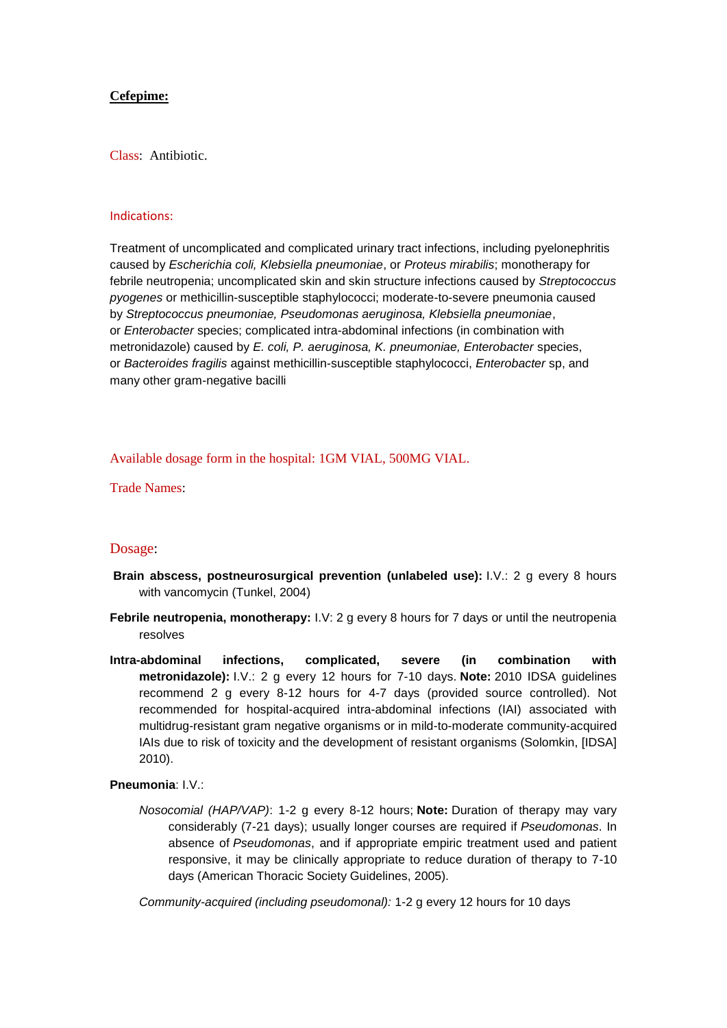# **Cefepime:**

Class: Antibiotic.

## Indications:

Treatment of uncomplicated and complicated urinary tract infections, including pyelonephritis caused by *Escherichia coli, Klebsiella pneumoniae*, or *Proteus mirabilis*; monotherapy for febrile neutropenia; uncomplicated skin and skin structure infections caused by *Streptococcus pyogenes* or methicillin-susceptible staphylococci; moderate-to-severe pneumonia caused by *Streptococcus pneumoniae, Pseudomonas aeruginosa, Klebsiella pneumoniae*, or *Enterobacter* species; complicated intra-abdominal infections (in combination with metronidazole) caused by *E. coli, P. aeruginosa, K. pneumoniae, Enterobacter* species, or *Bacteroides fragilis* against methicillin-susceptible staphylococci, *Enterobacter* sp, and many other gram-negative bacilli

Available dosage form in the hospital: 1GM VIAL, 500MG VIAL.

Trade Names:

## Dosage:

**Brain abscess, postneurosurgical prevention (unlabeled use):** I.V.: 2 g every 8 hours with vancomycin (Tunkel, 2004)

**Febrile neutropenia, monotherapy:** I.V: 2 g every 8 hours for 7 days or until the neutropenia resolves

**Intra-abdominal infections, complicated, severe (in combination with metronidazole):** I.V.: 2 g every 12 hours for 7-10 days. **Note:** 2010 IDSA guidelines recommend 2 g every 8-12 hours for 4-7 days (provided source controlled). Not recommended for hospital-acquired intra-abdominal infections (IAI) associated with multidrug-resistant gram negative organisms or in mild-to-moderate community-acquired IAIs due to risk of toxicity and the development of resistant organisms (Solomkin, [IDSA] 2010).

**Pneumonia**: I.V.:

*Nosocomial (HAP/VAP)*: 1-2 g every 8-12 hours; **Note:** Duration of therapy may vary considerably (7-21 days); usually longer courses are required if *Pseudomonas*. In absence of *Pseudomonas*, and if appropriate empiric treatment used and patient responsive, it may be clinically appropriate to reduce duration of therapy to 7-10 days (American Thoracic Society Guidelines, 2005).

*Community-acquired (including pseudomonal):* 1-2 g every 12 hours for 10 days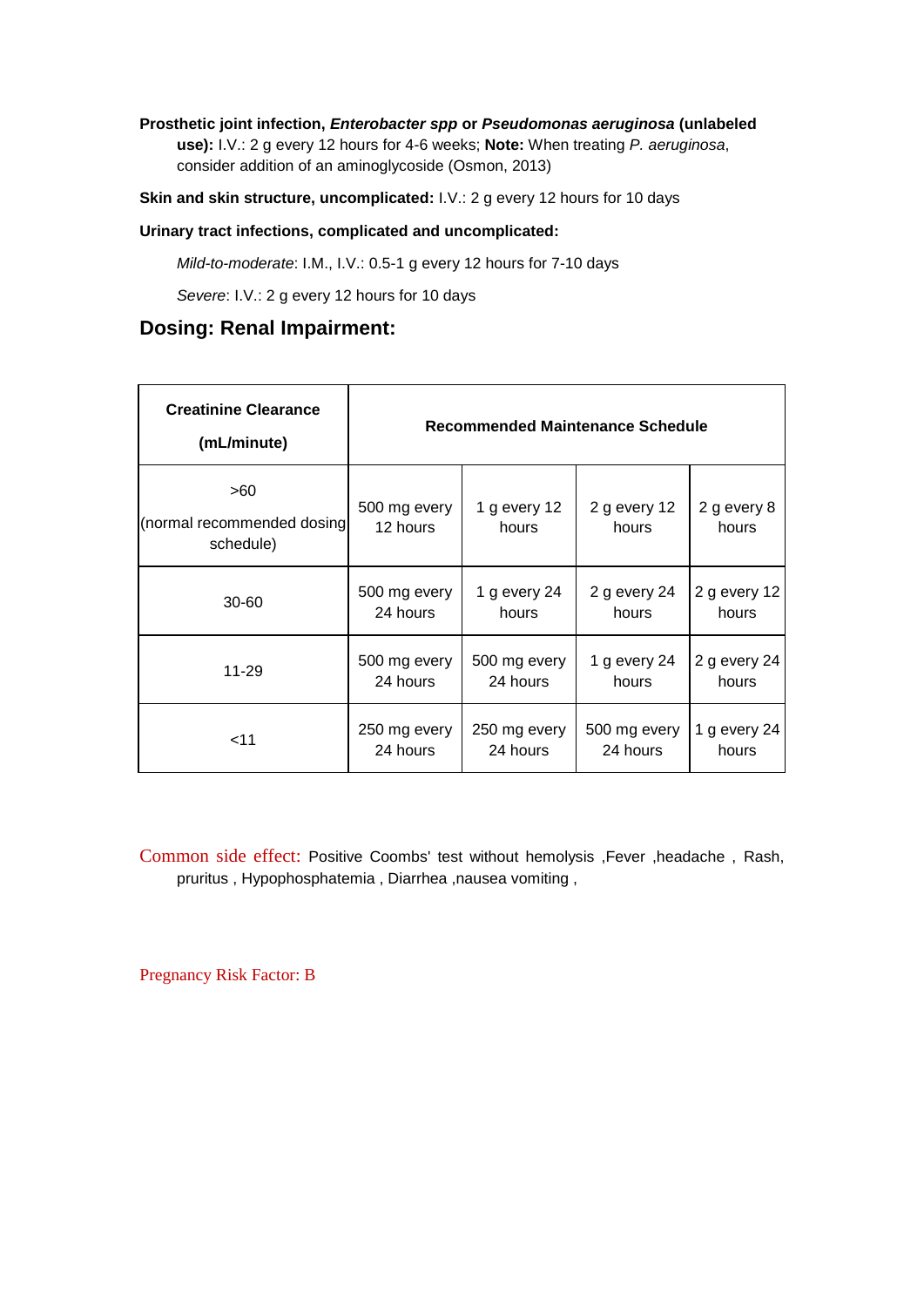**Prosthetic joint infection, *Enterobacter spp* or *Pseudomonas aeruginosa* (unlabeled use):** I.V.: 2 g every 12 hours for 4-6 weeks; **Note:** When treating *P. aeruginosa*, consider addition of an aminoglycoside (Osmon, 2013)

**Skin and skin structure, uncomplicated:** I.V.: 2 g every 12 hours for 10 days

**Urinary tract infections, complicated and uncomplicated:**

*Mild-to-moderate*: I.M., I.V.: 0.5-1 g every 12 hours for 7-10 days

*Severe*: I.V.: 2 g every 12 hours for 10 days

## Dosing: Renal Impairment:

| **Creatinine Clearance (mL/minute)** | **Recommended Maintenance Schedule** | | | |
|---|---|---|---|---|
| >60 (normal recommended dosing schedule) | 500 mg every 12 hours | 1 g every 12 hours | 2 g every 12 hours | 2 g every 8 hours |
| 30-60 | 500 mg every 24 hours | 1 g every 24 hours | 2 g every 24 hours | 2 g every 12 hours |
| 11-29 | 500 mg every 24 hours | 500 mg every 24 hours | 1 g every 24 hours | 2 g every 24 hours |
| <11 | 250 mg every 24 hours | 250 mg every 24 hours | 500 mg every 24 hours | 1 g every 24 hours |

Common side effect: Positive Coombs' test without hemolysis ,Fever ,headache , Rash, pruritus , Hypophosphatemia , Diarrhea ,nausea vomiting ,

Pregnancy Risk Factor: B